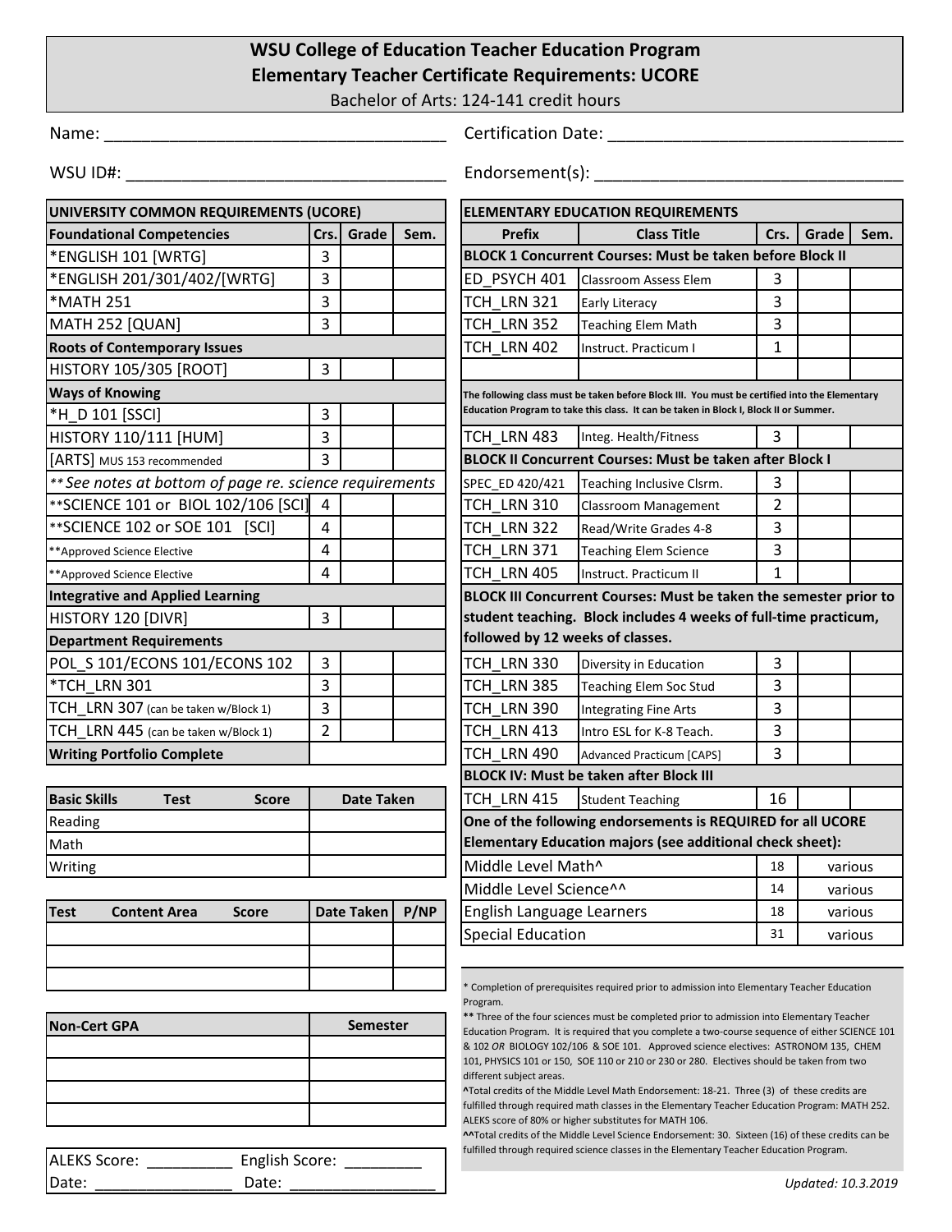# WSU College of Education Teacher Education Program
## Elementary Teacher Certificate Requirements: UCORE

Bachelor of Arts: 124-141 credit hours

Name: ____________________________________ Certification Date: ______________________________

WSU ID#: _________________________________ Endorsement(s): _______________________________

| UNIVERSITY COMMON REQUIREMENTS (UCORE) | | | |
|---|---|---|---|
| **Foundational Competencies** | **Crs.** | **Grade** | **Sem.** |
| *ENGLISH 101 [WRTG] | 3 | | |
| *ENGLISH 201/301/402/[WRTG] | 3 | | |
| *MATH 251 | 3 | | |
| MATH 252 [QUAN] | 3 | | |
| **Roots of Contemporary Issues** | | | |
| HISTORY 105/305 [ROOT] | 3 | | |
| **Ways of Knowing** | | | |
| *H_D 101 [SSCI] | 3 | | |
| HISTORY 110/111 [HUM] | 3 | | |
| [ARTS] MUS 153 recommended | 3 | | |
| *\*\* See notes at bottom of page re. science requirements* | | | |
| **SCIENCE 101 or BIOL 102/106 [SCI] | 4 | | |
| **SCIENCE 102 or SOE 101 [SCI] | 4 | | |
| **Approved Science Elective | 4 | | |
| **Approved Science Elective | 4 | | |
| **Integrative and Applied Learning** | | | |
| HISTORY 120 [DIVR] | 3 | | |
| **Department Requirements** | | | |
| POL_S 101/ECONS 101/ECONS 102 | 3 | | |
| *TCH_LRN 301 | 3 | | |
| TCH_LRN 307 (can be taken w/Block 1) | 3 | | |
| TCH_LRN 445 (can be taken w/Block 1) | 2 | | |
| **Writing Portfolio Complete** | | | |

| Basic Skills Test | Score | Date Taken |
|---|---|---|
| Reading | | |
| Math | | |
| Writing | | |

| Test Content Area | Score | Date Taken | P/NP |
|---|---|---|---|
| | | | |
| | | | |
| | | | |

| Non-Cert GPA | Semester |
|---|---|
| | |
| | |
| | |
| | |

ALEKS Score: __________ English Score: _________
Date: ________________ Date: ________________

| ELEMENTARY EDUCATION REQUIREMENTS | | | | |
|---|---|---|---|---|
| **Prefix** | **Class Title** | **Crs.** | **Grade** | **Sem.** |
| **BLOCK 1 Concurrent Courses: Must be taken before Block II** | | | | |
| ED_PSYCH 401 | Classroom Assess Elem | 3 | | |
| TCH_LRN 321 | Early Literacy | 3 | | |
| TCH_LRN 352 | Teaching Elem Math | 3 | | |
| TCH_LRN 402 | Instruct. Practicum I | 1 | | |
| | | | | |
| **The following class must be taken before Block III. You must be certified into the Elementary Education Program to take this class. It can be taken in Block I, Block II or Summer.** | | | | |
| TCH_LRN 483 | Integ. Health/Fitness | 3 | | |
| **BLOCK II Concurrent Courses: Must be taken after Block I** | | | | |
| SPEC_ED 420/421 | Teaching Inclusive Clsrm. | 3 | | |
| TCH_LRN 310 | Classroom Management | 2 | | |
| TCH_LRN 322 | Read/Write Grades 4-8 | 3 | | |
| TCH_LRN 371 | Teaching Elem Science | 3 | | |
| TCH_LRN 405 | Instruct. Practicum II | 1 | | |
| **BLOCK III Concurrent Courses: Must be taken the semester prior to student teaching. Block includes 4 weeks of full-time practicum, followed by 12 weeks of classes.** | | | | |
| TCH_LRN 330 | Diversity in Education | 3 | | |
| TCH_LRN 385 | Teaching Elem Soc Stud | 3 | | |
| TCH_LRN 390 | Integrating Fine Arts | 3 | | |
| TCH_LRN 413 | Intro ESL for K-8 Teach. | 3 | | |
| TCH_LRN 490 | Advanced Practicum [CAPS] | 3 | | |
| **BLOCK IV: Must be taken after Block III** | | | | |
| TCH_LRN 415 | Student Teaching | 16 | | |
| **One of the following endorsements is REQUIRED for all UCORE Elementary Education majors (see additional check sheet):** | | | | |
| Middle Level Math^ | | 18 | various | |
| Middle Level Science^^ | | 14 | various | |
| English Language Learners | | 18 | various | |
| Special Education | | 31 | various | |

\* Completion of prerequisites required prior to admission into Elementary Teacher Education Program.

\*\* Three of the four sciences must be completed prior to admission into Elementary Teacher Education Program. It is required that you complete a two-course sequence of either SCIENCE 101 & 102 *OR* BIOLOGY 102/106 & SOE 101. Approved science electives: ASTRONOM 135, CHEM 101, PHYSICS 101 or 150, SOE 110 or 210 or 230 or 280. Electives should be taken from two different subject areas.

^Total credits of the Middle Level Math Endorsement: 18-21. Three (3) of these credits are fulfilled through required math classes in the Elementary Teacher Education Program: MATH 252. ALEKS score of 80% or higher substitutes for MATH 106.

^^Total credits of the Middle Level Science Endorsement: 30. Sixteen (16) of these credits can be fulfilled through required science classes in the Elementary Teacher Education Program.

*Updated: 10.3.2019*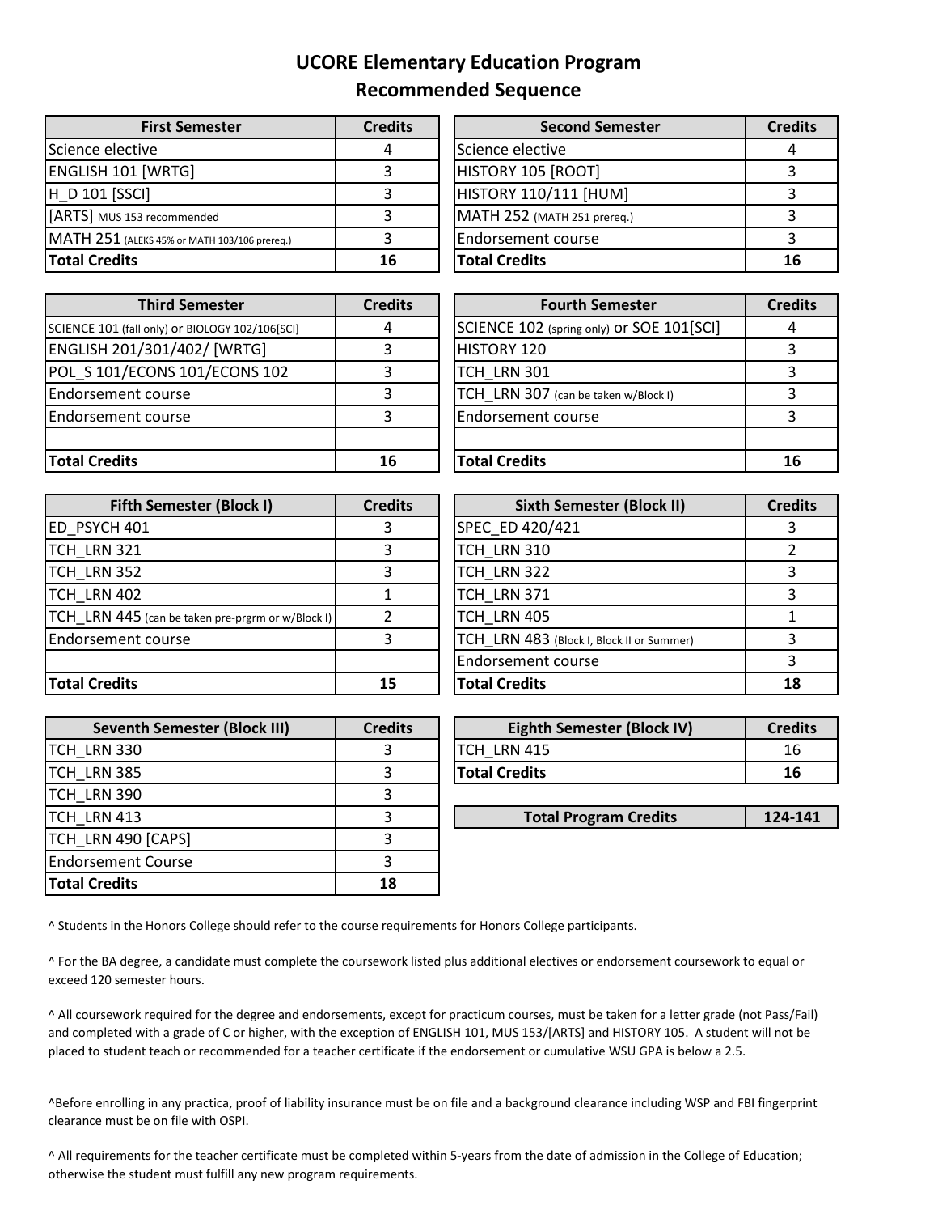# UCORE Elementary Education Program
## Recommended Sequence

| First Semester | Credits |
|---|---|
| Science elective | 4 |
| ENGLISH 101 [WRTG] | 3 |
| H_D 101 [SSCI] | 3 |
| [ARTS] MUS 153 recommended | 3 |
| MATH 251 (ALEKS 45% or MATH 103/106 prereq.) | 3 |
| **Total Credits** | **16** |

| Second Semester | Credits |
|---|---|
| Science elective | 4 |
| HISTORY 105 [ROOT] | 3 |
| HISTORY 110/111 [HUM] | 3 |
| MATH 252 (MATH 251 prereq.) | 3 |
| Endorsement course | 3 |
| **Total Credits** | **16** |

| Third Semester | Credits |
|---|---|
| SCIENCE 101 (fall only) or BIOLOGY 102/106[SCI] | 4 |
| ENGLISH 201/301/402/ [WRTG] | 3 |
| POL_S 101/ECONS 101/ECONS 102 | 3 |
| Endorsement course | 3 |
| Endorsement course | 3 |
| | |
| **Total Credits** | **16** |

| Fourth Semester | Credits |
|---|---|
| SCIENCE 102 (spring only) or SOE 101[SCI] | 4 |
| HISTORY 120 | 3 |
| TCH_LRN 301 | 3 |
| TCH_LRN 307 (can be taken w/Block I) | 3 |
| Endorsement course | 3 |
| | |
| **Total Credits** | **16** |

| Fifth Semester (Block I) | Credits |
|---|---|
| ED_PSYCH 401 | 3 |
| TCH_LRN 321 | 3 |
| TCH_LRN 352 | 3 |
| TCH_LRN 402 | 1 |
| TCH_LRN 445 (can be taken pre-prgrm or w/Block I) | 2 |
| Endorsement course | 3 |
| | |
| **Total Credits** | **15** |

| Sixth Semester (Block II) | Credits |
|---|---|
| SPEC_ED 420/421 | 3 |
| TCH_LRN 310 | 2 |
| TCH_LRN 322 | 3 |
| TCH_LRN 371 | 3 |
| TCH_LRN 405 | 1 |
| TCH_LRN 483 (Block I, Block II or Summer) | 3 |
| Endorsement course | 3 |
| **Total Credits** | **18** |

| Seventh Semester (Block III) | Credits |
|---|---|
| TCH_LRN 330 | 3 |
| TCH_LRN 385 | 3 |
| TCH_LRN 390 | 3 |
| TCH_LRN 413 | 3 |
| TCH_LRN 490 [CAPS] | 3 |
| Endorsement Course | 3 |
| **Total Credits** | **18** |

| Eighth Semester (Block IV) | Credits |
|---|---|
| TCH_LRN 415 | 16 |
| **Total Credits** | **16** |

| Total Program Credits | 124-141 |
|---|---|

^ Students in the Honors College should refer to the course requirements for Honors College participants.

^ For the BA degree, a candidate must complete the coursework listed plus additional electives or endorsement coursework to equal or exceed 120 semester hours.

^ All coursework required for the degree and endorsements, except for practicum courses, must be taken for a letter grade (not Pass/Fail) and completed with a grade of C or higher, with the exception of ENGLISH 101, MUS 153/[ARTS] and HISTORY 105. A student will not be placed to student teach or recommended for a teacher certificate if the endorsement or cumulative WSU GPA is below a 2.5.

^Before enrolling in any practica, proof of liability insurance must be on file and a background clearance including WSP and FBI fingerprint clearance must be on file with OSPI.

^ All requirements for the teacher certificate must be completed within 5-years from the date of admission in the College of Education; otherwise the student must fulfill any new program requirements.